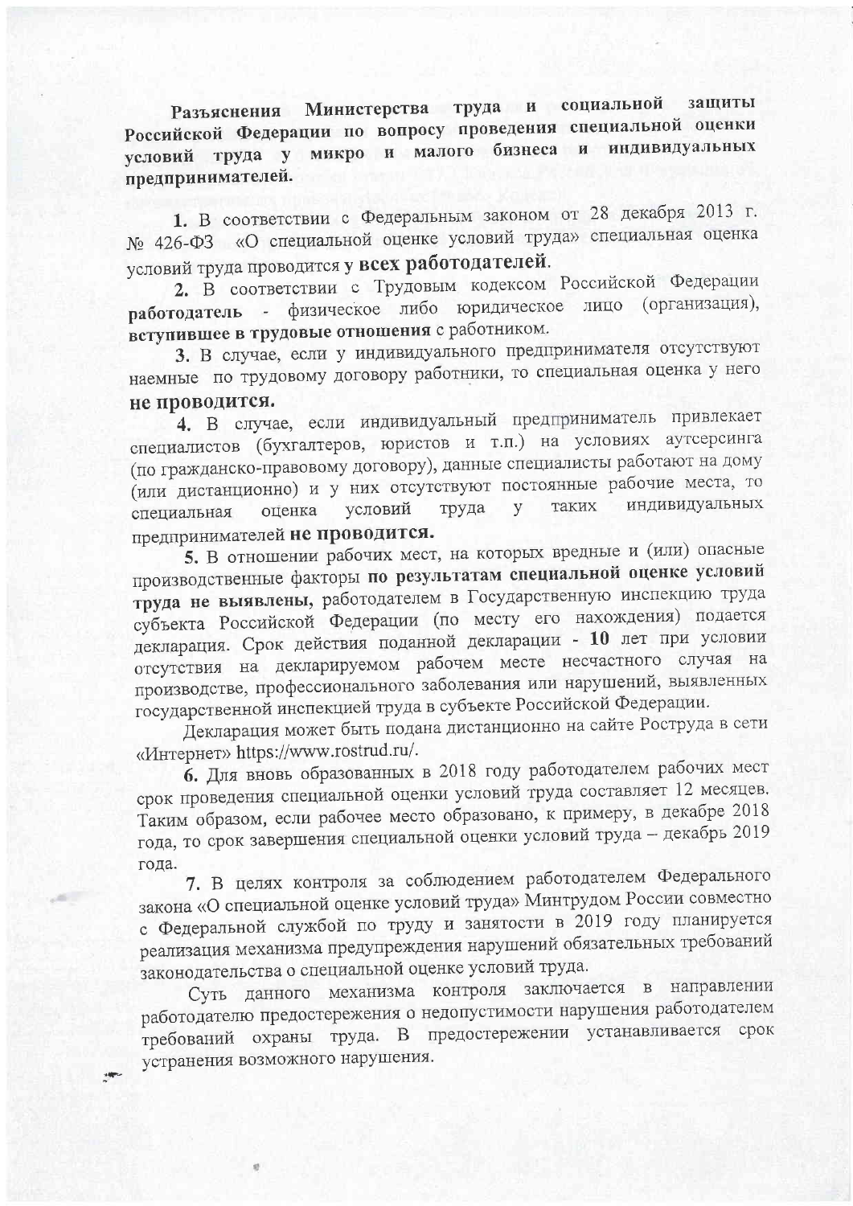**Разъяснения Министерства труда и социальной защиты Российской Федерации по вопросу проведения специальной оценки условий труда у микро и малого бизнеса и индивидуальных предпринимателей.**

**1.** В соответствии с Федеральным законом от 28 декабря 2013 г. № 426-ФЗ «О специальной оценке условий труда» специальная оценка условий труда проводится **у всех работодателей**.

**2.** В соответствии с Трудовым кодексом Российской Федерации **работодатель** - физическое либо юридическое лицо (организация), **вступившее в трудовые отношения** с работником.

**3.** В случае, если у индивидуального предпринимателя отсутствуют наемные по трудовому договору работники, то специальная оценка у него **не проводится.**

**4.** В случае, если индивидуальный предприниматель привлекает специалистов (бухгалтеров, юристов и т.п.) на условиях аутсерсинга (по гражданско-правовому договору), данные специалисты работают на дому (или дистанционно) и у них отсутствуют постоянные рабочие места, то специальная оценка условий труда у таких индивидуальных предпринимателей **не проводится.**

**5.** В отношении рабочих мест, на которых вредные и (или) опасные производственные факторы **по результатам специальной оценке условий труда не выявлены,** работодателем в Государственную инспекцию труда субъекта Российской Федерации (по месту его нахождения) подается декларация. Срок действия поданной декларации - **10** лет при условии отсутствия на декларируемом рабочем месте несчастного случая на производстве, профессионального заболевания или нарушений, выявленных государственной инспекцией труда в субъекте Российской Федерации.

Декларация может быть подана дистанционно на сайте Роструда в сети «Интернет» https://www.rostrud.ru/.

**6.** Для вновь образованных в 2018 году работодателем рабочих мест срок проведения специальной оценки условий труда составляет 12 месяцев. Таким образом, если рабочее место образовано, к примеру, в декабре 2018 года, то срок завершения специальной оценки условий труда – декабрь 2019 года.

**7.** В целях контроля за соблюдением работодателем Федерального закона «О специальной оценке условий труда» Минтрудом России совместно с Федеральной службой по труду и занятости в 2019 году планируется реализация механизма предупреждения нарушений обязательных требований законодательства о специальной оценке условий труда.

Суть данного механизма контроля заключается в направлении работодателю предостережения о недопустимости нарушения работодателем требований охраны труда. В предостережении устанавливается срок устранения возможного нарушения.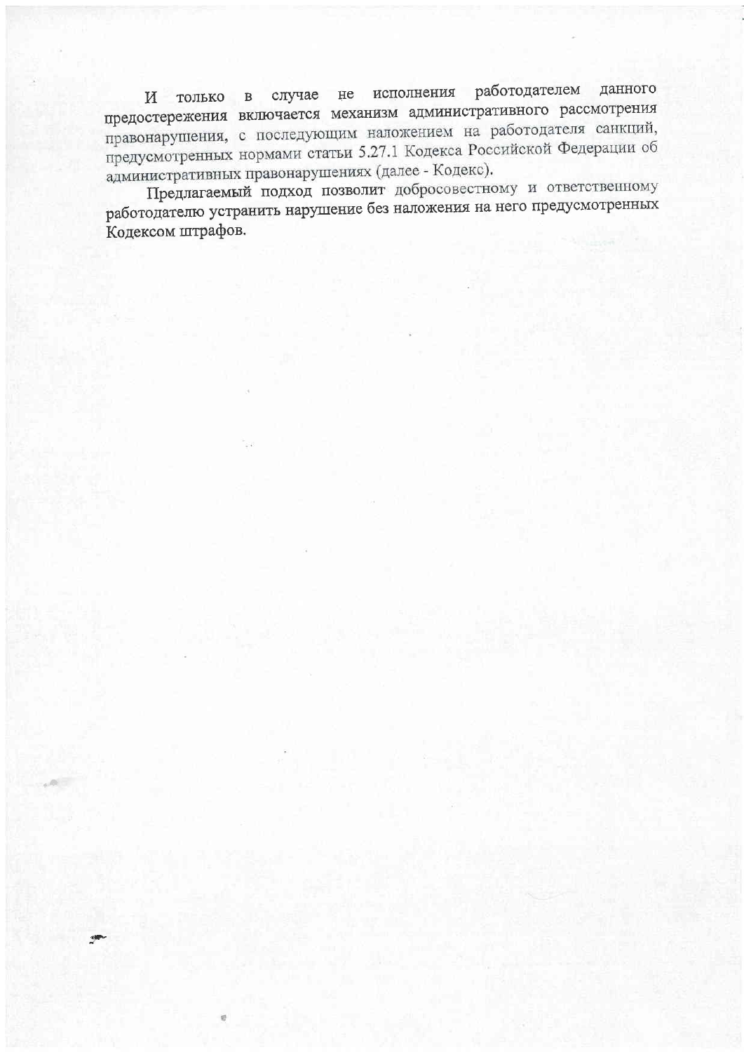И только в случае не исполнения работодателем данного предостережения включается механизм административного рассмотрения правонарушения, с последующим наложением на работодателя санкций, предусмотренных нормами статьи 5.27.1 Кодекса Российской Федерации об административных правонарушениях (далее - Кодекс).

Предлагаемый подход позволит добросовестному и ответственному работодателю устранить нарушение без наложения на него предусмотренных Кодексом штрафов.